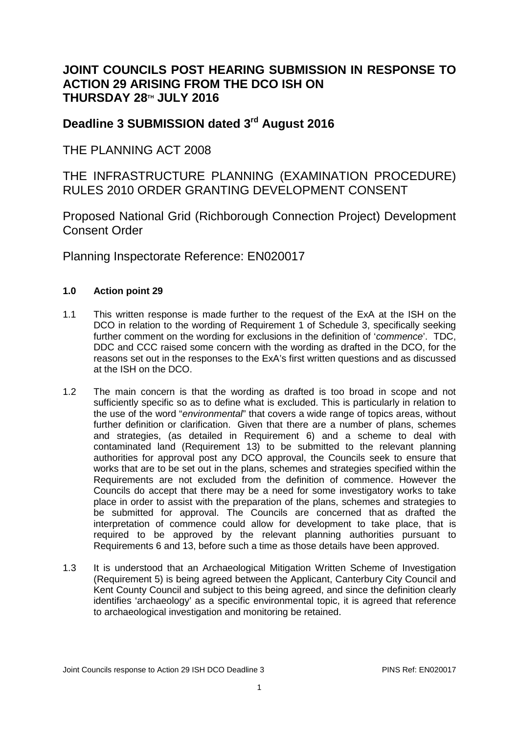# JOINT COUNCILS POST HEARING SUBMISSION IN RESPONSE TO ACTION 29 ARISING FROM THE DCO ISH ON THURSDAY 28TH JULY 2016

## Deadline 3 SUBMISSION dated 3rd August 2016

THE PLANNING ACT 2008

THE INFRASTRUCTURE PLANNING (EXAMINATION PROCEDURE) RULES 2010 ORDER GRANTING DEVELOPMENT CONSENT

Proposed National Grid (Richborough Connection Project) Development Consent Order

Planning Inspectorate Reference: EN020017

### 1.0 Action point 29

1.1 This written response is made further to the request of the ExA at the ISH on the DCO in relation to the wording of Requirement 1 of Schedule 3, specifically seeking further comment on the wording for exclusions in the definition of '*commence*'. TDC, DDC and CCC raised some concern with the wording as drafted in the DCO, for the reasons set out in the responses to the ExA's first written questions and as discussed at the ISH on the DCO.

1.2 The main concern is that the wording as drafted is too broad in scope and not sufficiently specific so as to define what is excluded. This is particularly in relation to the use of the word "*environmental*" that covers a wide range of topics areas, without further definition or clarification. Given that there are a number of plans, schemes and strategies, (as detailed in Requirement 6) and a scheme to deal with contaminated land (Requirement 13) to be submitted to the relevant planning authorities for approval post any DCO approval, the Councils seek to ensure that works that are to be set out in the plans, schemes and strategies specified within the Requirements are not excluded from the definition of commence. However the Councils do accept that there may be a need for some investigatory works to take place in order to assist with the preparation of the plans, schemes and strategies to be submitted for approval. The Councils are concerned that as drafted the interpretation of commence could allow for development to take place, that is required to be approved by the relevant planning authorities pursuant to Requirements 6 and 13, before such a time as those details have been approved.

1.3 It is understood that an Archaeological Mitigation Written Scheme of Investigation (Requirement 5) is being agreed between the Applicant, Canterbury City Council and Kent County Council and subject to this being agreed, and since the definition clearly identifies 'archaeology' as a specific environmental topic, it is agreed that reference to archaeological investigation and monitoring be retained.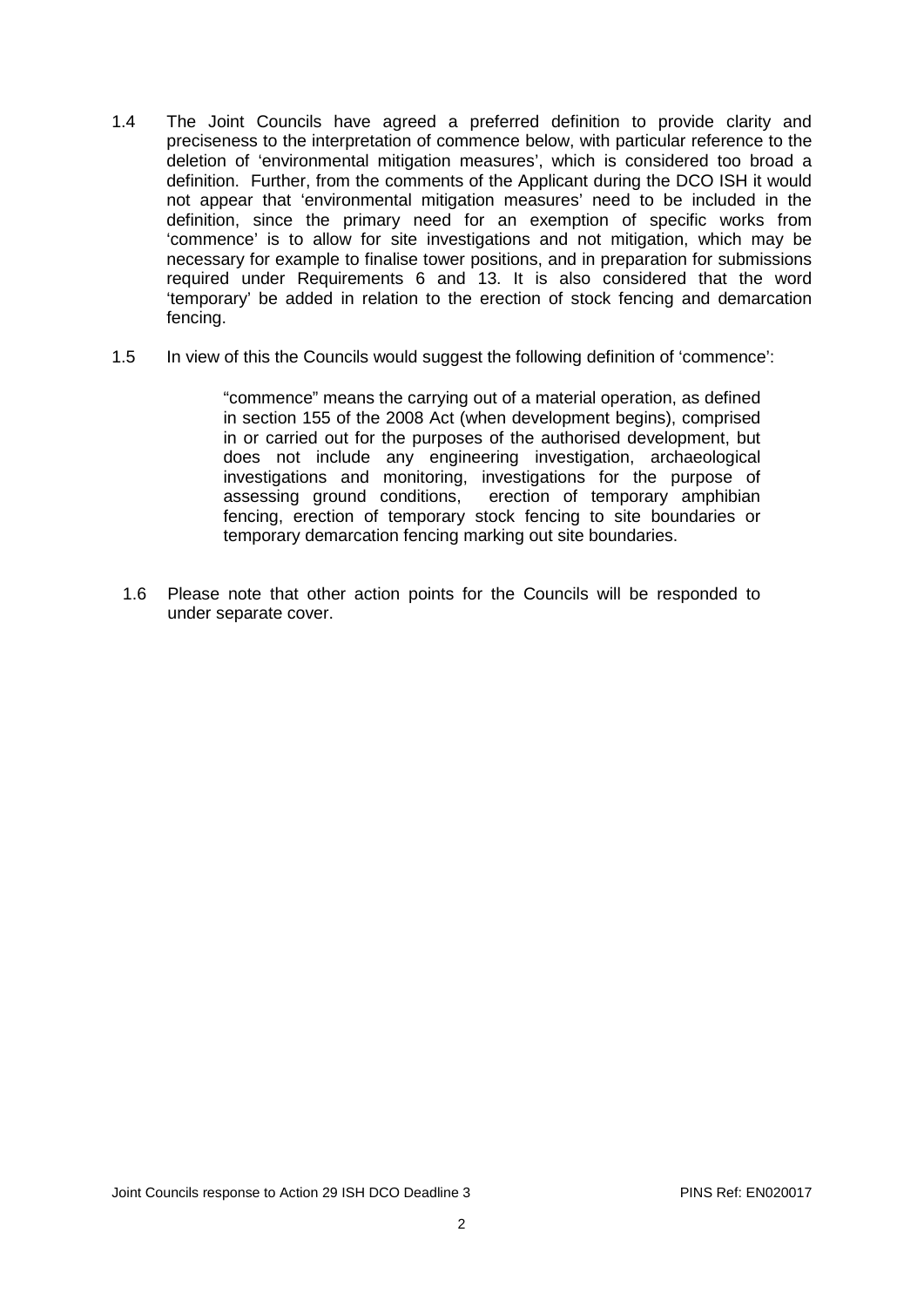1.4 The Joint Councils have agreed a preferred definition to provide clarity and preciseness to the interpretation of commence below, with particular reference to the deletion of 'environmental mitigation measures', which is considered too broad a definition. Further, from the comments of the Applicant during the DCO ISH it would not appear that 'environmental mitigation measures' need to be included in the definition, since the primary need for an exemption of specific works from 'commence' is to allow for site investigations and not mitigation, which may be necessary for example to finalise tower positions, and in preparation for submissions required under Requirements 6 and 13. It is also considered that the word 'temporary' be added in relation to the erection of stock fencing and demarcation fencing.

1.5 In view of this the Councils would suggest the following definition of 'commence':

> "commence" means the carrying out of a material operation, as defined in section 155 of the 2008 Act (when development begins), comprised in or carried out for the purposes of the authorised development, but does not include any engineering investigation, archaeological investigations and monitoring, investigations for the purpose of assessing ground conditions, erection of temporary amphibian fencing, erection of temporary stock fencing to site boundaries or temporary demarcation fencing marking out site boundaries.

1.6 Please note that other action points for the Councils will be responded to under separate cover.